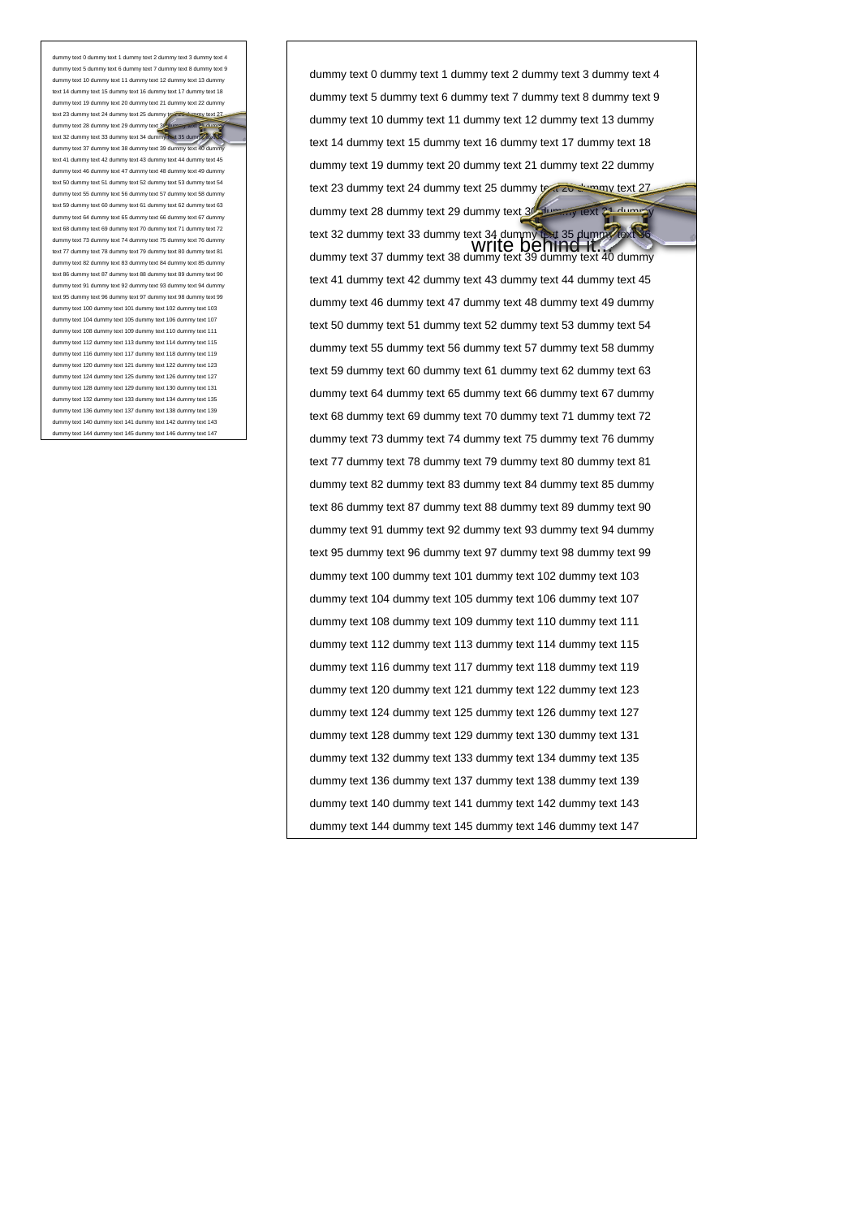dummy text 0 dummy text 1 dummy text 2 dummy text 3 dummy text 4 dummy text 5 dummy text 6 dummy text 7 dummy text 8 dummy text 9 dummy text 10 dummy text 11 dummy text 12 dummy text 13 dummy text 14 dummy text 15 dummy text 16 dummy text 17 dummy text 18 dummy text 19 dummy text 20 dummy text 21 dummy text 22 dummy text 23 dummy text 24 dummy text 25 dummy text 26 dummy text 27 dummy text 28 dummy text 29 dummy text 30 dummy text 31 dummy text 32 dummy text 33 dummy text 34 dummy text 35 dummy text 36 dummy text 37 dummy text 38 dummy text 39 dummy text 40 dummy text 41 dummy text 42 dummy text 43 dummy text 44 dummy text 45 dummy text 46 dummy text 47 dummy text 48 dummy text 49 dummy text 50 dummy text 51 dummy text 52 dummy text 53 dummy text 54 dummy text 55 dummy text 56 dummy text 57 dummy text 58 dummy text 59 dummy text 60 dummy text 61 dummy text 62 dummy text 63 dummy text 64 dummy text 65 dummy text 66 dummy text 67 dummy text 68 dummy text 69 dummy text 70 dummy text 71 dummy text 72 dummy text 73 dummy text 74 dummy text 75 dummy text 76 dummy text 77 dummy text 78 dummy text 79 dummy text 80 dummy text 81 dummy text 82 dummy text 83 dummy text 84 dummy text 85 dummy text 86 dummy text 87 dummy text 88 dummy text 89 dummy text 90 dummy text 91 dummy text 92 dummy text 93 dummy text 94 dummy text 95 dummy text 96 dummy text 97 dummy text 98 dummy text 99 dummy text 100 dummy text 101 dummy text 102 dummy text 103 dummy text 104 dummy text 105 dummy text 106 dummy text 107 dummy text 108 dummy text 109 dummy text 110 dummy text 111 dummy text 112 dummy text 113 dummy text 114 dummy text 115 dummy text 116 dummy text 117 dummy text 118 dummy text 119 dummy text 120 dummy text 121 dummy text 122 dummy text 123 dummy text 124 dummy text 125 dummy text 126 dummy text 127 dummy text 128 dummy text 129 dummy text 130 dummy text 131 dummy text 132 dummy text 133 dummy text 134 dummy text 135 dummy text 136 dummy text 137 dummy text 138 dummy text 139 dummy text 140 dummy text 141 dummy text 142 dummy text 143 dummy text 144 dummy text 145 dummy text 146 dummy text 147

write behind it...

dummy text 0 dummy text 1 dummy text 2 dummy text 3 dummy text 4 dummy text 5 dummy text 6 dummy text 7 dummy text 8 dummy text 9 dummy text 10 dummy text 11 dummy text 12 dummy text 13 dummy text 14 dummy text 15 dummy text 16 dummy text 17 dummy text 18 dummy text 19 dummy text 20 dummy text 21 dummy text 22 dummy text 23 dummy text 24 dummy text 25 dummy text 26 dummy text 27 dummy text 28 dummy text 29 dummy text 30 dummy text 31 dummy text 32 dummy text 33 dummy text 34 dummy text 35 dummy text 36 dummy text 37 dummy text 38 dummy text 39 dummy text 40 dummy text 41 dummy text 42 dummy text 43 dummy text 44 dummy text 45 dummy text 46 dummy text 47 dummy text 48 dummy text 49 dummy text 50 dummy text 51 dummy text 52 dummy text 53 dummy text 54 dummy text 55 dummy text 56 dummy text 57 dummy text 58 dummy text 59 dummy text 60 dummy text 61 dummy text 62 dummy text 63 dummy text 64 dummy text 65 dummy text 66 dummy text 67 dummy text 68 dummy text 69 dummy text 70 dummy text 71 dummy text 72 dummy text 73 dummy text 74 dummy text 75 dummy text 76 dummy text 77 dummy text 78 dummy text 79 dummy text 80 dummy text 81 dummy text 82 dummy text 83 dummy text 84 dummy text 85 dummy text 86 dummy text 87 dummy text 88 dummy text 89 dummy text 90 dummy text 91 dummy text 92 dummy text 93 dummy text 94 dummy text 95 dummy text 96 dummy text 97 dummy text 98 dummy text 99 dummy text 100 dummy text 101 dummy text 102 dummy text 103 dummy text 104 dummy text 105 dummy text 106 dummy text 107 dummy text 108 dummy text 109 dummy text 110 dummy text 111 dummy text 112 dummy text 113 dummy text 114 dummy text 115 dummy text 116 dummy text 117 dummy text 118 dummy text 119 dummy text 120 dummy text 121 dummy text 122 dummy text 123 dummy text 124 dummy text 125 dummy text 126 dummy text 127 dummy text 128 dummy text 129 dummy text 130 dummy text 131 dummy text 132 dummy text 133 dummy text 134 dummy text 135 dummy text 136 dummy text 137 dummy text 138 dummy text 139 dummy text 140 dummy text 141 dummy text 142 dummy text 143 dummy text 144 dummy text 145 dummy text 146 dummy text 147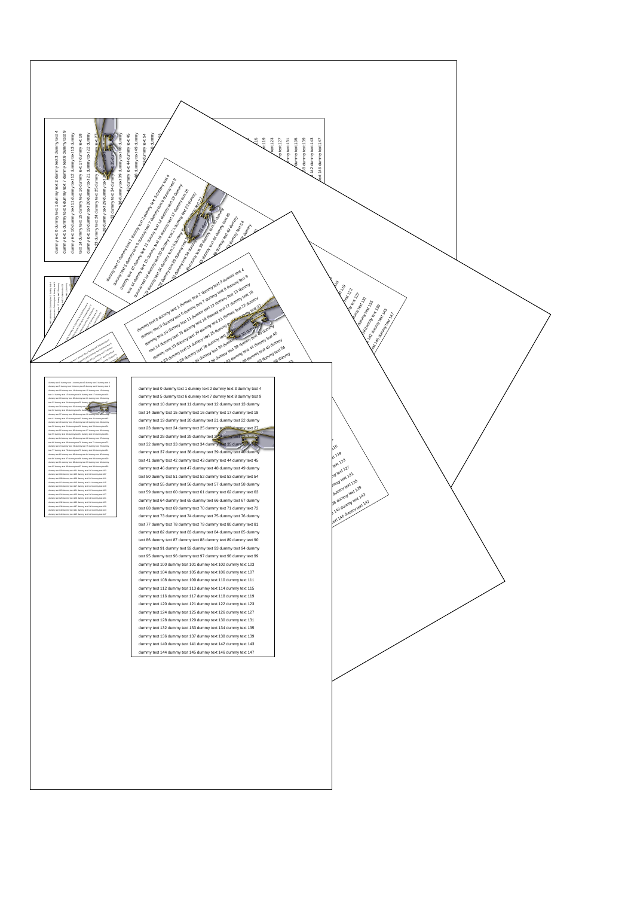dummy text 0 dummy text 1 dummy text 2 dummy text 3 dummy text 4 dummy text 5 dummy text 6 dummy text 7 dummy text 8 dummy text 9 dummy text 10 dummy text 11 dummy text 12 dummy text 13 dummy text 14 dummy text 15 dummy text 16 dummy text 17 dummy text 18 dummy text 19 dummy text 20 dummy text 21 dummy text 22 dummy text 23 dummy text 24 dummy text 25 dummy text 26 dummy text 27 dummy text 28 dummy text 29 dummy text 30 dummy text 31 dummy text 32 dummy text 33 dummy text 34 dummy text 35 dummy text 36 dummy text 37 dummy text 38 dummy text 39 dummy text 40 dummy text 41 dummy text 42 dummy text 43 dummy text 44 dummy text 45 dummy text 46 dummy text 47 dummy text 48 dummy text 49 dummy text 50 dummy text 51 dummy text 52 dummy text 53 dummy text 54 dummy text 55 dummy text 56 dummy text 57 dummy text 58 dummy text 59 dummy text 60 dummy text 61 dummy text 62 dummy text 63 dummy text 64 dummy text 65 dummy text 66 dummy text 67 dummy text 68 dummy text 69 dummy text 70 dummy text 71 dummy text 72 dummy text 73 dummy text 74 dummy text 75 dummy text 76 dummy text 77 dummy text 78 dummy text 79 dummy text 80 dummy text 81 dummy text 82 dummy text 83 dummy text 84 dummy text 85 dummy text 86 dummy text 87 dummy text 88 dummy text 89 dummy text 90 dummy text 91 dummy text 92 dummy text 93 dummy text 94 dummy text 95 dummy text 96 dummy text 97 dummy text 98 dummy text 99 dummy text 100 dummy text 101 dummy text 102 dummy text 103 dummy text 104 dummy text 105 dummy text 106 dummy text 107 dummy text 108 dummy text 109 dummy text 110 dummy text 111 dummy text 112 dummy text 113 dummy text 114 dummy text 115 dummy text 116 dummy text 117 dummy text 118 dummy text 119 dummy text 120 dummy text 121 dummy text 122 dummy text 123 dummy text 124 dummy text 125 dummy text 126 dummy text 127 dummy text 128 dummy text 129 dummy text 130 dummy text 131 dummy text 132 dummy text 133 dummy text 134 dummy text 135 dummy text 136 dummy text 137 dummy text 138 dummy text 139 dummy text 140 dummy text 141 dummy text 142 dummy text 143 dummy text 144 dummy text 145 dummy text 146 dummy text 147